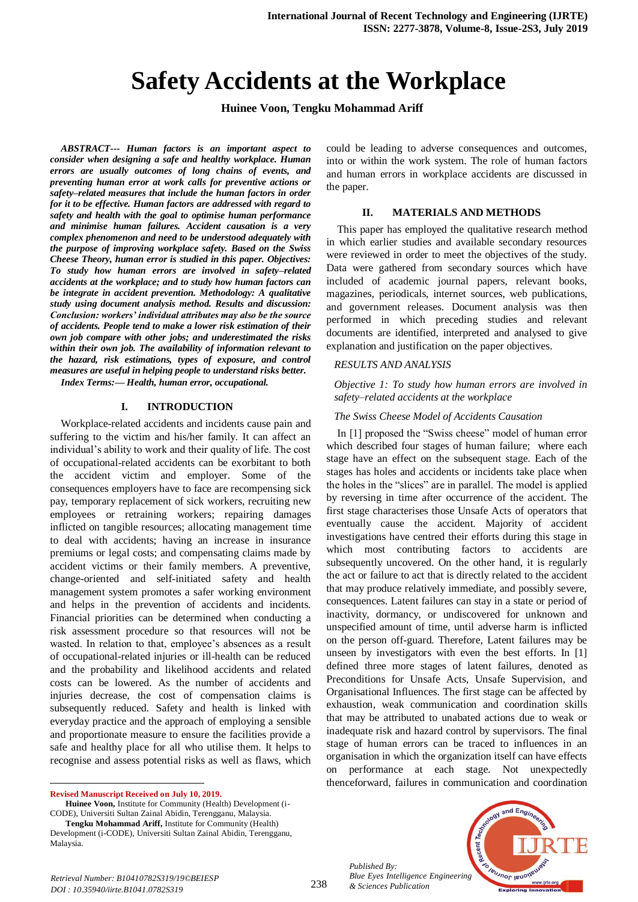# Safety Accidents at the Workplace

**Huinee Voon, Tengku Mohammad Ariff**

***ABSTRACT--- Human factors is an important aspect to consider when designing a safe and healthy workplace. Human errors are usually outcomes of long chains of events, and preventing human error at work calls for preventive actions or safety–related measures that include the human factors in order for it to be effective. Human factors are addressed with regard to safety and health with the goal to optimise human performance and minimise human failures. Accident causation is a very complex phenomenon and need to be understood adequately with the purpose of improving workplace safety. Based on the Swiss Cheese Theory, human error is studied in this paper. Objectives: To study how human errors are involved in safety–related accidents at the workplace; and to study how human factors can be integrate in accident prevention. Methodology: A qualitative study using document analysis method. Results and discussion: Conclusion: workers' individual attributes may also be the source of accidents. People tend to make a lower risk estimation of their own job compare with other jobs; and underestimated the risks within their own job. The availability of information relevant to the hazard, risk estimations, types of exposure, and control measures are useful in helping people to understand risks better.***

***Index Terms:— Health, human error, occupational.***

## I. INTRODUCTION

Workplace-related accidents and incidents cause pain and suffering to the victim and his/her family. It can affect an individual's ability to work and their quality of life. The cost of occupational-related accidents can be exorbitant to both the accident victim and employer. Some of the consequences employers have to face are recompensing sick pay, temporary replacement of sick workers, recruiting new employees or retraining workers; repairing damages inflicted on tangible resources; allocating management time to deal with accidents; having an increase in insurance premiums or legal costs; and compensating claims made by accident victims or their family members. A preventive, change-oriented and self-initiated safety and health management system promotes a safer working environment and helps in the prevention of accidents and incidents. Financial priorities can be determined when conducting a risk assessment procedure so that resources will not be wasted. In relation to that, employee's absences as a result of occupational-related injuries or ill-health can be reduced and the probability and likelihood accidents and related costs can be lowered. As the number of accidents and injuries decrease, the cost of compensation claims is subsequently reduced. Safety and health is linked with everyday practice and the approach of employing a sensible and proportionate measure to ensure the facilities provide a safe and healthy place for all who utilise them. It helps to recognise and assess potential risks as well as flaws, which could be leading to adverse consequences and outcomes, into or within the work system. The role of human factors and human errors in workplace accidents are discussed in the paper.

## II. MATERIALS AND METHODS

This paper has employed the qualitative research method in which earlier studies and available secondary resources were reviewed in order to meet the objectives of the study. Data were gathered from secondary sources which have included of academic journal papers, relevant books, magazines, periodicals, internet sources, web publications, and government releases. Document analysis was then performed in which preceding studies and relevant documents are identified, interpreted and analysed to give explanation and justification on the paper objectives.

*RESULTS AND ANALYSIS*

*Objective 1: To study how human errors are involved in safety–related accidents at the workplace*

*The Swiss Cheese Model of Accidents Causation*

In [1] proposed the "Swiss cheese" model of human error which described four stages of human failure; where each stage have an effect on the subsequent stage. Each of the stages has holes and accidents or incidents take place when the holes in the "slices" are in parallel. The model is applied by reversing in time after occurrence of the accident. The first stage characterises those Unsafe Acts of operators that eventually cause the accident. Majority of accident investigations have centred their efforts during this stage in which most contributing factors to accidents are subsequently uncovered. On the other hand, it is regularly the act or failure to act that is directly related to the accident that may produce relatively immediate, and possibly severe, consequences. Latent failures can stay in a state or period of inactivity, dormancy, or undiscovered for unknown and unspecified amount of time, until adverse harm is inflicted on the person off-guard. Therefore, Latent failures may be unseen by investigators with even the best efforts. In [1] defined three more stages of latent failures, denoted as Preconditions for Unsafe Acts, Unsafe Supervision, and Organisational Influences. The first stage can be affected by exhaustion, weak communication and coordination skills that may be attributed to unabated actions due to weak or inadequate risk and hazard control by supervisors. The final stage of human errors can be traced to influences in an organisation in which the organization itself can have effects on performance at each stage. Not unexpectedly thenceforward, failures in communication and coordination

**Revised Manuscript Received on July 10, 2019.**

**Huinee Voon,** Institute for Community (Health) Development (i-CODE), Universiti Sultan Zainal Abidin, Terengganu, Malaysia.

**Tengku Mohammad Ariff,** Institute for Community (Health) Development (i-CODE), Universiti Sultan Zainal Abidin, Terengganu, Malaysia.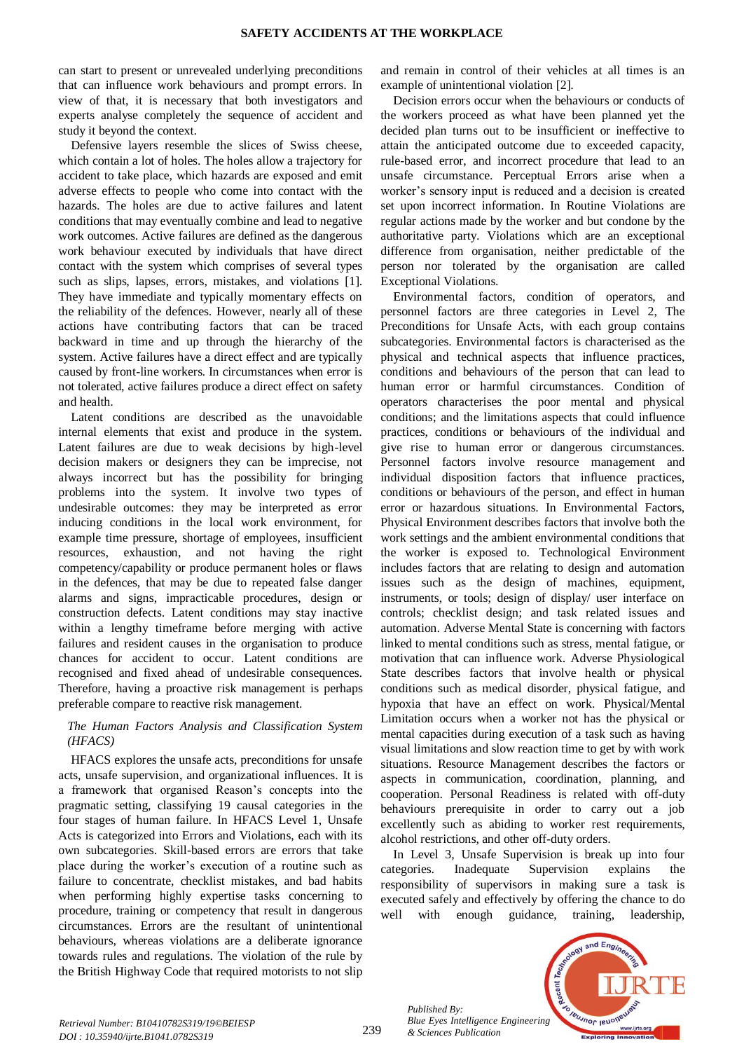can start to present or unrevealed underlying preconditions that can influence work behaviours and prompt errors. In view of that, it is necessary that both investigators and experts analyse completely the sequence of accident and study it beyond the context.

Defensive layers resemble the slices of Swiss cheese, which contain a lot of holes. The holes allow a trajectory for accident to take place, which hazards are exposed and emit adverse effects to people who come into contact with the hazards. The holes are due to active failures and latent conditions that may eventually combine and lead to negative work outcomes. Active failures are defined as the dangerous work behaviour executed by individuals that have direct contact with the system which comprises of several types such as slips, lapses, errors, mistakes, and violations [1]. They have immediate and typically momentary effects on the reliability of the defences. However, nearly all of these actions have contributing factors that can be traced backward in time and up through the hierarchy of the system. Active failures have a direct effect and are typically caused by front-line workers. In circumstances when error is not tolerated, active failures produce a direct effect on safety and health.

Latent conditions are described as the unavoidable internal elements that exist and produce in the system. Latent failures are due to weak decisions by high-level decision makers or designers they can be imprecise, not always incorrect but has the possibility for bringing problems into the system. It involve two types of undesirable outcomes: they may be interpreted as error inducing conditions in the local work environment, for example time pressure, shortage of employees, insufficient resources, exhaustion, and not having the right competency/capability or produce permanent holes or flaws in the defences, that may be due to repeated false danger alarms and signs, impracticable procedures, design or construction defects. Latent conditions may stay inactive within a lengthy timeframe before merging with active failures and resident causes in the organisation to produce chances for accident to occur. Latent conditions are recognised and fixed ahead of undesirable consequences. Therefore, having a proactive risk management is perhaps preferable compare to reactive risk management.

*The Human Factors Analysis and Classification System (HFACS)*

HFACS explores the unsafe acts, preconditions for unsafe acts, unsafe supervision, and organizational influences. It is a framework that organised Reason's concepts into the pragmatic setting, classifying 19 causal categories in the four stages of human failure. In HFACS Level 1, Unsafe Acts is categorized into Errors and Violations, each with its own subcategories. Skill-based errors are errors that take place during the worker's execution of a routine such as failure to concentrate, checklist mistakes, and bad habits when performing highly expertise tasks concerning to procedure, training or competency that result in dangerous circumstances. Errors are the resultant of unintentional behaviours, whereas violations are a deliberate ignorance towards rules and regulations. The violation of the rule by the British Highway Code that required motorists to not slip and remain in control of their vehicles at all times is an example of unintentional violation [2].

Decision errors occur when the behaviours or conducts of the workers proceed as what have been planned yet the decided plan turns out to be insufficient or ineffective to attain the anticipated outcome due to exceeded capacity, rule-based error, and incorrect procedure that lead to an unsafe circumstance. Perceptual Errors arise when a worker's sensory input is reduced and a decision is created set upon incorrect information. In Routine Violations are regular actions made by the worker and but condone by the authoritative party. Violations which are an exceptional difference from organisation, neither predictable of the person nor tolerated by the organisation are called Exceptional Violations.

Environmental factors, condition of operators, and personnel factors are three categories in Level 2, The Preconditions for Unsafe Acts, with each group contains subcategories. Environmental factors is characterised as the physical and technical aspects that influence practices, conditions and behaviours of the person that can lead to human error or harmful circumstances. Condition of operators characterises the poor mental and physical conditions; and the limitations aspects that could influence practices, conditions or behaviours of the individual and give rise to human error or dangerous circumstances. Personnel factors involve resource management and individual disposition factors that influence practices, conditions or behaviours of the person, and effect in human error or hazardous situations. In Environmental Factors, Physical Environment describes factors that involve both the work settings and the ambient environmental conditions that the worker is exposed to. Technological Environment includes factors that are relating to design and automation issues such as the design of machines, equipment, instruments, or tools; design of display/ user interface on controls; checklist design; and task related issues and automation. Adverse Mental State is concerning with factors linked to mental conditions such as stress, mental fatigue, or motivation that can influence work. Adverse Physiological State describes factors that involve health or physical conditions such as medical disorder, physical fatigue, and hypoxia that have an effect on work. Physical/Mental Limitation occurs when a worker not has the physical or mental capacities during execution of a task such as having visual limitations and slow reaction time to get by with work situations. Resource Management describes the factors or aspects in communication, coordination, planning, and cooperation. Personal Readiness is related with off-duty behaviours prerequisite in order to carry out a job excellently such as abiding to worker rest requirements, alcohol restrictions, and other off-duty orders.

In Level 3, Unsafe Supervision is break up into four categories. Inadequate Supervision explains the responsibility of supervisors in making sure a task is executed safely and effectively by offering the chance to do well with enough guidance, training, leadership,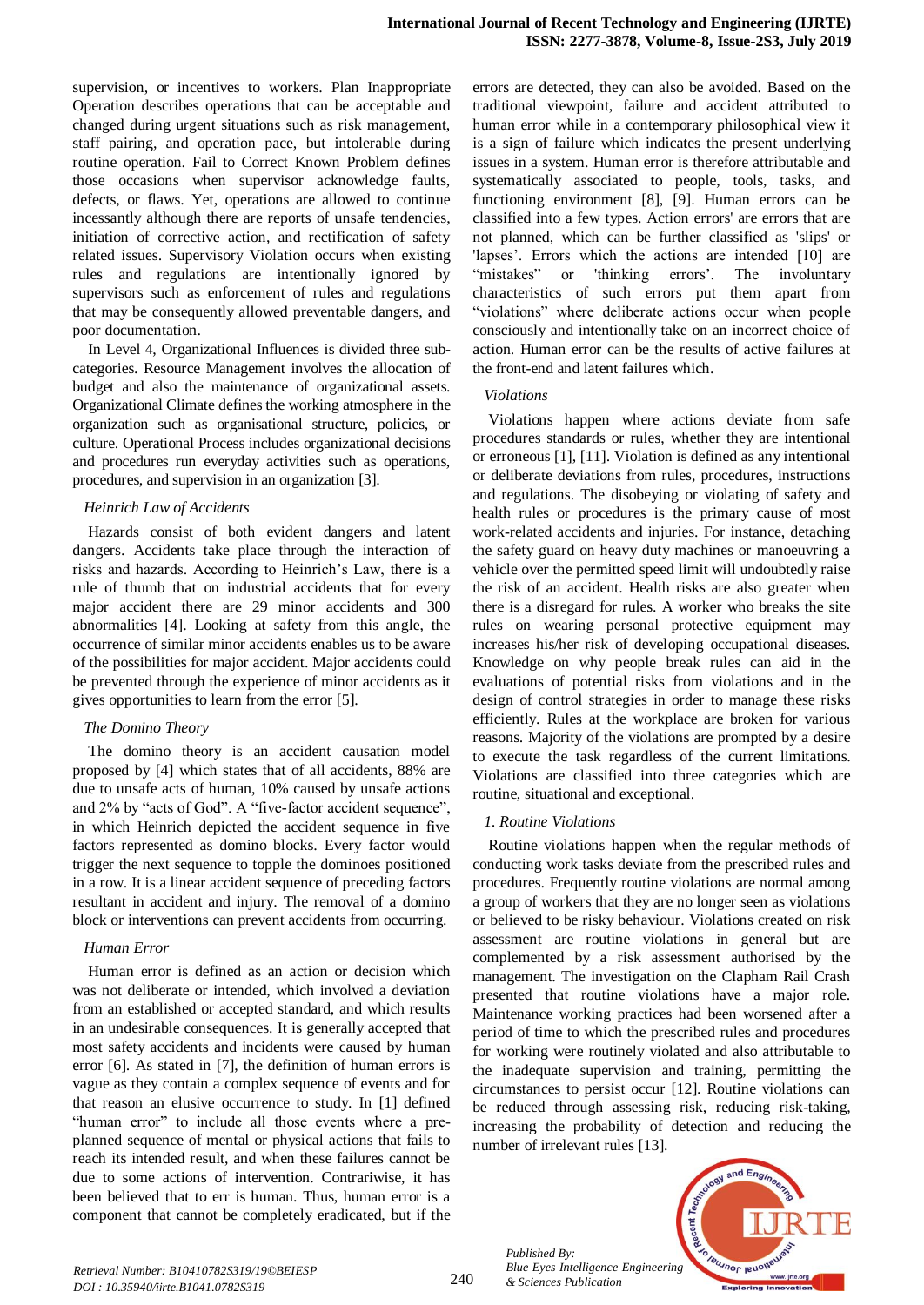supervision, or incentives to workers. Plan Inappropriate Operation describes operations that can be acceptable and changed during urgent situations such as risk management, staff pairing, and operation pace, but intolerable during routine operation. Fail to Correct Known Problem defines those occasions when supervisor acknowledge faults, defects, or flaws. Yet, operations are allowed to continue incessantly although there are reports of unsafe tendencies, initiation of corrective action, and rectification of safety related issues. Supervisory Violation occurs when existing rules and regulations are intentionally ignored by supervisors such as enforcement of rules and regulations that may be consequently allowed preventable dangers, and poor documentation.

In Level 4, Organizational Influences is divided three sub-categories. Resource Management involves the allocation of budget and also the maintenance of organizational assets. Organizational Climate defines the working atmosphere in the organization such as organisational structure, policies, or culture. Operational Process includes organizational decisions and procedures run everyday activities such as operations, procedures, and supervision in an organization [3].

*Heinrich Law of Accidents*

Hazards consist of both evident dangers and latent dangers. Accidents take place through the interaction of risks and hazards. According to Heinrich's Law, there is a rule of thumb that on industrial accidents that for every major accident there are 29 minor accidents and 300 abnormalities [4]. Looking at safety from this angle, the occurrence of similar minor accidents enables us to be aware of the possibilities for major accident. Major accidents could be prevented through the experience of minor accidents as it gives opportunities to learn from the error [5].

*The Domino Theory*

The domino theory is an accident causation model proposed by [4] which states that of all accidents, 88% are due to unsafe acts of human, 10% caused by unsafe actions and 2% by "acts of God". A "five-factor accident sequence", in which Heinrich depicted the accident sequence in five factors represented as domino blocks. Every factor would trigger the next sequence to topple the dominoes positioned in a row. It is a linear accident sequence of preceding factors resultant in accident and injury. The removal of a domino block or interventions can prevent accidents from occurring.

*Human Error*

Human error is defined as an action or decision which was not deliberate or intended, which involved a deviation from an established or accepted standard, and which results in an undesirable consequences. It is generally accepted that most safety accidents and incidents were caused by human error [6]. As stated in [7], the definition of human errors is vague as they contain a complex sequence of events and for that reason an elusive occurrence to study. In [1] defined "human error" to include all those events where a pre-planned sequence of mental or physical actions that fails to reach its intended result, and when these failures cannot be due to some actions of intervention. Contrariwise, it has been believed that to err is human. Thus, human error is a component that cannot be completely eradicated, but if the errors are detected, they can also be avoided. Based on the traditional viewpoint, failure and accident attributed to human error while in a contemporary philosophical view it is a sign of failure which indicates the present underlying issues in a system. Human error is therefore attributable and systematically associated to people, tools, tasks, and functioning environment [8], [9]. Human errors can be classified into a few types. Action errors' are errors that are not planned, which can be further classified as 'slips' or 'lapses'. Errors which the actions are intended [10] are "mistakes" or 'thinking errors'. The involuntary characteristics of such errors put them apart from "violations" where deliberate actions occur when people consciously and intentionally take on an incorrect choice of action. Human error can be the results of active failures at the front-end and latent failures which.

*Violations*

Violations happen where actions deviate from safe procedures standards or rules, whether they are intentional or erroneous [1], [11]. Violation is defined as any intentional or deliberate deviations from rules, procedures, instructions and regulations. The disobeying or violating of safety and health rules or procedures is the primary cause of most work-related accidents and injuries. For instance, detaching the safety guard on heavy duty machines or manoeuvring a vehicle over the permitted speed limit will undoubtedly raise the risk of an accident. Health risks are also greater when there is a disregard for rules. A worker who breaks the site rules on wearing personal protective equipment may increases his/her risk of developing occupational diseases. Knowledge on why people break rules can aid in the evaluations of potential risks from violations and in the design of control strategies in order to manage these risks efficiently. Rules at the workplace are broken for various reasons. Majority of the violations are prompted by a desire to execute the task regardless of the current limitations. Violations are classified into three categories which are routine, situational and exceptional.

*1. Routine Violations*

Routine violations happen when the regular methods of conducting work tasks deviate from the prescribed rules and procedures. Frequently routine violations are normal among a group of workers that they are no longer seen as violations or believed to be risky behaviour. Violations created on risk assessment are routine violations in general but are complemented by a risk assessment authorised by the management. The investigation on the Clapham Rail Crash presented that routine violations have a major role. Maintenance working practices had been worsened after a period of time to which the prescribed rules and procedures for working were routinely violated and also attributable to the inadequate supervision and training, permitting the circumstances to persist occur [12]. Routine violations can be reduced through assessing risk, reducing risk-taking, increasing the probability of detection and reducing the number of irrelevant rules [13].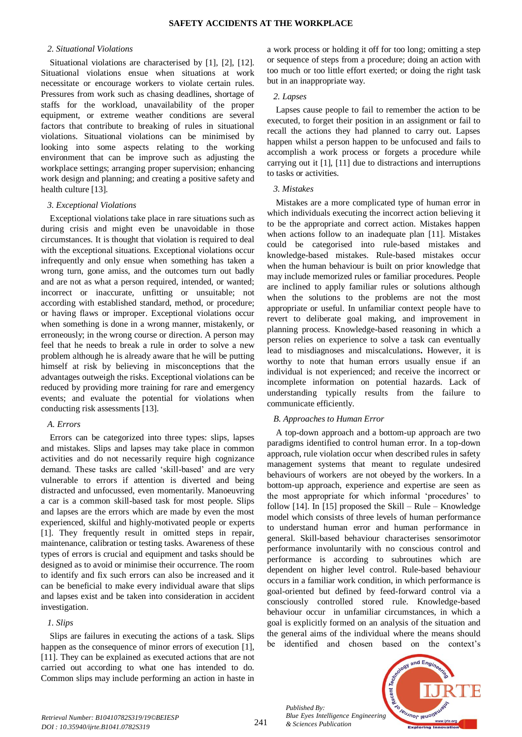### 2. Situational Violations

Situational violations are characterised by [1], [2], [12]. Situational violations ensue when situations at work necessitate or encourage workers to violate certain rules. Pressures from work such as chasing deadlines, shortage of staffs for the workload, unavailability of the proper equipment, or extreme weather conditions are several factors that contribute to breaking of rules in situational violations. Situational violations can be minimised by looking into some aspects relating to the working environment that can be improve such as adjusting the workplace settings; arranging proper supervision; enhancing work design and planning; and creating a positive safety and health culture [13].

### 3. Exceptional Violations

Exceptional violations take place in rare situations such as during crisis and might even be unavoidable in those circumstances. It is thought that violation is required to deal with the exceptional situations. Exceptional violations occur infrequently and only ensue when something has taken a wrong turn, gone amiss, and the outcomes turn out badly and are not as what a person required, intended, or wanted; incorrect or inaccurate, unfitting or unsuitable; not according with established standard, method, or procedure; or having flaws or improper. Exceptional violations occur when something is done in a wrong manner, mistakenly, or erroneously; in the wrong course or direction. A person may feel that he needs to break a rule in order to solve a new problem although he is already aware that he will be putting himself at risk by believing in misconceptions that the advantages outweigh the risks. Exceptional violations can be reduced by providing more training for rare and emergency events; and evaluate the potential for violations when conducting risk assessments [13].

## A. Errors

Errors can be categorized into three types: slips, lapses and mistakes. Slips and lapses may take place in common activities and do not necessarily require high cognizance demand. These tasks are called 'skill-based' and are very vulnerable to errors if attention is diverted and being distracted and unfocussed, even momentarily. Manoeuvring a car is a common skill-based task for most people. Slips and lapses are the errors which are made by even the most experienced, skilful and highly-motivated people or experts [1]. They frequently result in omitted steps in repair, maintenance, calibration or testing tasks. Awareness of these types of errors is crucial and equipment and tasks should be designed as to avoid or minimise their occurrence. The room to identify and fix such errors can also be increased and it can be beneficial to make every individual aware that slips and lapses exist and be taken into consideration in accident investigation.

### 1. Slips

Slips are failures in executing the actions of a task. Slips happen as the consequence of minor errors of execution [1], [11]. They can be explained as executed actions that are not carried out according to what one has intended to do. Common slips may include performing an action in haste in a work process or holding it off for too long; omitting a step or sequence of steps from a procedure; doing an action with too much or too little effort exerted; or doing the right task but in an inappropriate way.

### 2. Lapses

Lapses cause people to fail to remember the action to be executed, to forget their position in an assignment or fail to recall the actions they had planned to carry out. Lapses happen whilst a person happen to be unfocused and fails to accomplish a work process or forgets a procedure while carrying out it [1], [11] due to distractions and interruptions to tasks or activities.

### 3. Mistakes

Mistakes are a more complicated type of human error in which individuals executing the incorrect action believing it to be the appropriate and correct action. Mistakes happen when actions follow to an inadequate plan [11]. Mistakes could be categorised into rule-based mistakes and knowledge-based mistakes. Rule-based mistakes occur when the human behaviour is built on prior knowledge that may include memorized rules or familiar procedures. People are inclined to apply familiar rules or solutions although when the solutions to the problems are not the most appropriate or useful. In unfamiliar context people have to revert to deliberate goal making, and improvement in planning process. Knowledge-based reasoning in which a person relies on experience to solve a task can eventually lead to misdiagnoses and miscalculations**.** However, it is worthy to note that human errors usually ensue if an individual is not experienced; and receive the incorrect or incomplete information on potential hazards. Lack of understanding typically results from the failure to communicate efficiently.

## B. Approaches to Human Error

A top-down approach and a bottom-up approach are two paradigms identified to control human error. In a top-down approach, rule violation occur when described rules in safety management systems that meant to regulate undesired behaviours of workers are not obeyed by the workers. In a bottom-up approach, experience and expertise are seen as the most appropriate for which informal 'procedures' to follow [14]. In [15] proposed the Skill – Rule – Knowledge model which consists of three levels of human performance to understand human error and human performance in general. Skill-based behaviour characterises sensorimotor performance involuntarily with no conscious control and performance is according to subroutines which are dependent on higher level control. Rule-based behaviour occurs in a familiar work condition, in which performance is goal-oriented but defined by feed-forward control via a consciously controlled stored rule. Knowledge-based behaviour occur in unfamiliar circumstances, in which a goal is explicitly formed on an analysis of the situation and the general aims of the individual where the means should be identified and chosen based on the context's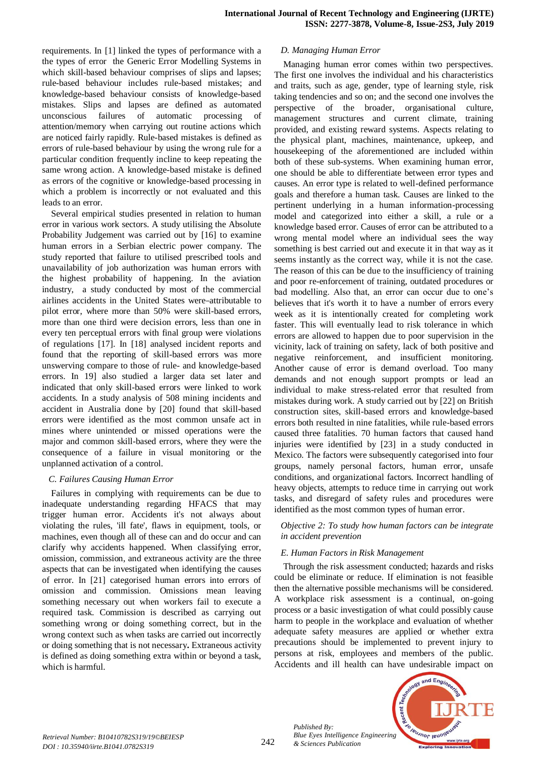requirements. In [1] linked the types of performance with a the types of error the Generic Error Modelling Systems in which skill-based behaviour comprises of slips and lapses; rule-based behaviour includes rule-based mistakes; and knowledge-based behaviour consists of knowledge-based mistakes. Slips and lapses are defined as automated unconscious failures of automatic processing of attention/memory when carrying out routine actions which are noticed fairly rapidly. Rule-based mistakes is defined as errors of rule-based behaviour by using the wrong rule for a particular condition frequently incline to keep repeating the same wrong action. A knowledge-based mistake is defined as errors of the cognitive or knowledge-based processing in which a problem is incorrectly or not evaluated and this leads to an error.

Several empirical studies presented in relation to human error in various work sectors. A study utilising the Absolute Probability Judgement was carried out by [16] to examine human errors in a Serbian electric power company. The study reported that failure to utilised prescribed tools and unavailability of job authorization was human errors with the highest probability of happening. In the aviation industry, a study conducted by most of the commercial airlines accidents in the United States were attributable to pilot error, where more than 50% were skill-based errors, more than one third were decision errors, less than one in every ten perceptual errors with final group were violations of regulations [17]. In [18] analysed incident reports and found that the reporting of skill-based errors was more unswerving compare to those of rule- and knowledge-based errors. In 19] also studied a larger data set later and indicated that only skill-based errors were linked to work accidents. In a study analysis of 508 mining incidents and accident in Australia done by [20] found that skill-based errors were identified as the most common unsafe act in mines where unintended or missed operations were the major and common skill-based errors, where they were the consequence of a failure in visual monitoring or the unplanned activation of a control.

### C. Failures Causing Human Error

Failures in complying with requirements can be due to inadequate understanding regarding HFACS that may trigger human error. Accidents it's not always about violating the rules, 'ill fate', flaws in equipment, tools, or machines, even though all of these can and do occur and can clarify why accidents happened. When classifying error, omission, commission, and extraneous activity are the three aspects that can be investigated when identifying the causes of error. In [21] categorised human errors into errors of omission and commission. Omissions mean leaving something necessary out when workers fail to execute a required task. Commission is described as carrying out something wrong or doing something correct, but in the wrong context such as when tasks are carried out incorrectly or doing something that is not necessary**.** Extraneous activity is defined as doing something extra within or beyond a task, which is harmful.

### D. Managing Human Error

Managing human error comes within two perspectives. The first one involves the individual and his characteristics and traits, such as age, gender, type of learning style, risk taking tendencies and so on; and the second one involves the perspective of the broader, organisational culture, management structures and current climate, training provided, and existing reward systems. Aspects relating to the physical plant, machines, maintenance, upkeep, and housekeeping of the aforementioned are included within both of these sub-systems. When examining human error, one should be able to differentiate between error types and causes. An error type is related to well-defined performance goals and therefore a human task. Causes are linked to the pertinent underlying in a human information-processing model and categorized into either a skill, a rule or a knowledge based error. Causes of error can be attributed to a wrong mental model where an individual sees the way something is best carried out and execute it in that way as it seems instantly as the correct way, while it is not the case. The reason of this can be due to the insufficiency of training and poor re-enforcement of training, outdated procedures or bad modelling. Also that, an error can occur due to one's believes that it's worth it to have a number of errors every week as it is intentionally created for completing work faster. This will eventually lead to risk tolerance in which errors are allowed to happen due to poor supervision in the vicinity, lack of training on safety, lack of both positive and negative reinforcement, and insufficient monitoring. Another cause of error is demand overload. Too many demands and not enough support prompts or lead an individual to make stress-related error that resulted from mistakes during work. A study carried out by [22] on British construction sites, skill-based errors and knowledge-based errors both resulted in nine fatalities, while rule-based errors caused three fatalities. 70 human factors that caused hand injuries were identified by [23] in a study conducted in Mexico. The factors were subsequently categorised into four groups, namely personal factors, human error, unsafe conditions, and organizational factors. Incorrect handling of heavy objects, attempts to reduce time in carrying out work tasks, and disregard of safety rules and procedures were identified as the most common types of human error.

*Objective 2: To study how human factors can be integrate in accident prevention*

### E. Human Factors in Risk Management

Through the risk assessment conducted; hazards and risks could be eliminate or reduce. If elimination is not feasible then the alternative possible mechanisms will be considered. A workplace risk assessment is a continual, on-going process or a basic investigation of what could possibly cause harm to people in the workplace and evaluation of whether adequate safety measures are applied or whether extra precautions should be implemented to prevent injury to persons at risk, employees and members of the public. Accidents and ill health can have undesirable impact on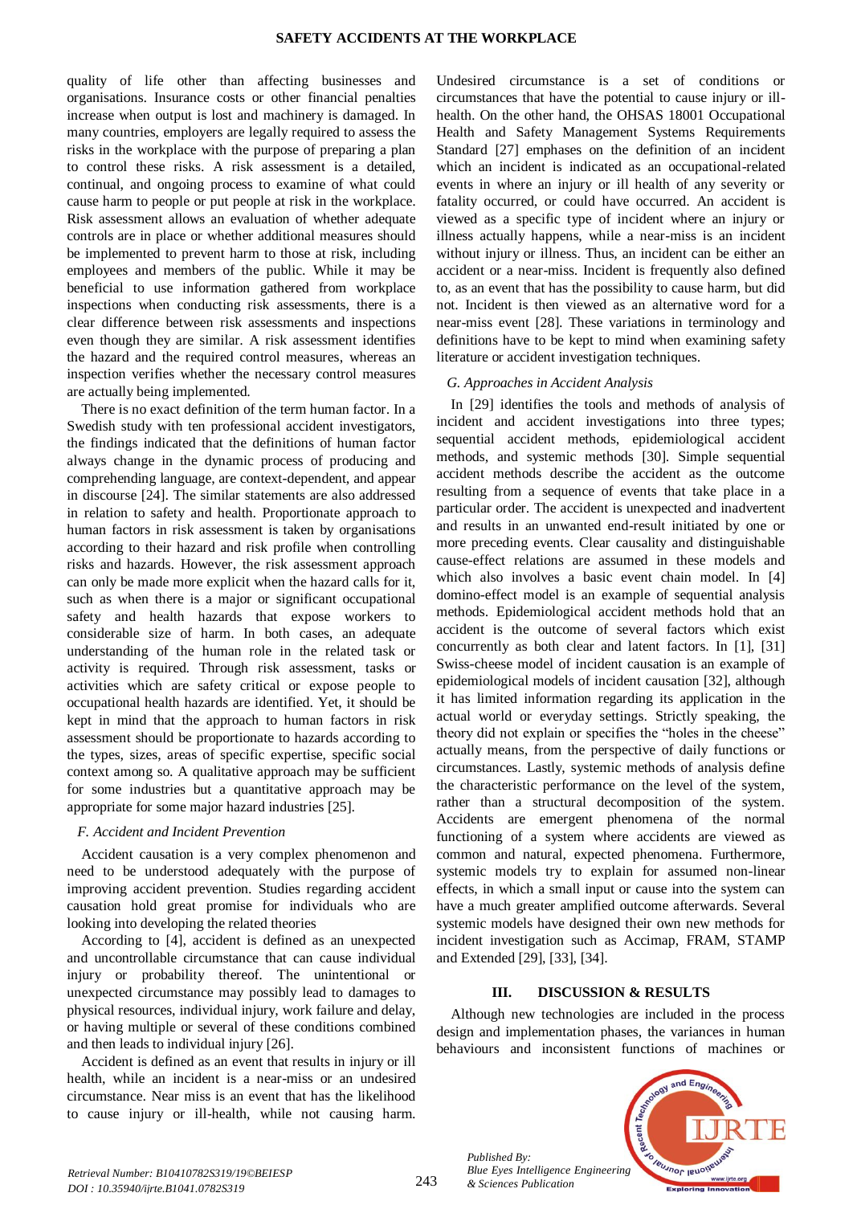quality of life other than affecting businesses and organisations. Insurance costs or other financial penalties increase when output is lost and machinery is damaged. In many countries, employers are legally required to assess the risks in the workplace with the purpose of preparing a plan to control these risks. A risk assessment is a detailed, continual, and ongoing process to examine of what could cause harm to people or put people at risk in the workplace. Risk assessment allows an evaluation of whether adequate controls are in place or whether additional measures should be implemented to prevent harm to those at risk, including employees and members of the public. While it may be beneficial to use information gathered from workplace inspections when conducting risk assessments, there is a clear difference between risk assessments and inspections even though they are similar. A risk assessment identifies the hazard and the required control measures, whereas an inspection verifies whether the necessary control measures are actually being implemented.

There is no exact definition of the term human factor. In a Swedish study with ten professional accident investigators, the findings indicated that the definitions of human factor always change in the dynamic process of producing and comprehending language, are context-dependent, and appear in discourse [24]. The similar statements are also addressed in relation to safety and health. Proportionate approach to human factors in risk assessment is taken by organisations according to their hazard and risk profile when controlling risks and hazards. However, the risk assessment approach can only be made more explicit when the hazard calls for it, such as when there is a major or significant occupational safety and health hazards that expose workers to considerable size of harm. In both cases, an adequate understanding of the human role in the related task or activity is required. Through risk assessment, tasks or activities which are safety critical or expose people to occupational health hazards are identified. Yet, it should be kept in mind that the approach to human factors in risk assessment should be proportionate to hazards according to the types, sizes, areas of specific expertise, specific social context among so. A qualitative approach may be sufficient for some industries but a quantitative approach may be appropriate for some major hazard industries [25].

### F. Accident and Incident Prevention

Accident causation is a very complex phenomenon and need to be understood adequately with the purpose of improving accident prevention. Studies regarding accident causation hold great promise for individuals who are looking into developing the related theories

According to [4], accident is defined as an unexpected and uncontrollable circumstance that can cause individual injury or probability thereof. The unintentional or unexpected circumstance may possibly lead to damages to physical resources, individual injury, work failure and delay, or having multiple or several of these conditions combined and then leads to individual injury [26].

Accident is defined as an event that results in injury or ill health, while an incident is a near-miss or an undesired circumstance. Near miss is an event that has the likelihood to cause injury or ill-health, while not causing harm. Undesired circumstance is a set of conditions or circumstances that have the potential to cause injury or ill-health. On the other hand, the OHSAS 18001 Occupational Health and Safety Management Systems Requirements Standard [27] emphases on the definition of an incident which an incident is indicated as an occupational-related events in where an injury or ill health of any severity or fatality occurred, or could have occurred. An accident is viewed as a specific type of incident where an injury or illness actually happens, while a near-miss is an incident without injury or illness. Thus, an incident can be either an accident or a near-miss. Incident is frequently also defined to, as an event that has the possibility to cause harm, but did not. Incident is then viewed as an alternative word for a near-miss event [28]. These variations in terminology and definitions have to be kept to mind when examining safety literature or accident investigation techniques.

### G. Approaches in Accident Analysis

In [29] identifies the tools and methods of analysis of incident and accident investigations into three types; sequential accident methods, epidemiological accident methods, and systemic methods [30]. Simple sequential accident methods describe the accident as the outcome resulting from a sequence of events that take place in a particular order. The accident is unexpected and inadvertent and results in an unwanted end-result initiated by one or more preceding events. Clear causality and distinguishable cause-effect relations are assumed in these models and which also involves a basic event chain model. In [4] domino-effect model is an example of sequential analysis methods. Epidemiological accident methods hold that an accident is the outcome of several factors which exist concurrently as both clear and latent factors. In [1], [31] Swiss-cheese model of incident causation is an example of epidemiological models of incident causation [32], although it has limited information regarding its application in the actual world or everyday settings. Strictly speaking, the theory did not explain or specifies the "holes in the cheese" actually means, from the perspective of daily functions or circumstances. Lastly, systemic methods of analysis define the characteristic performance on the level of the system, rather than a structural decomposition of the system. Accidents are emergent phenomena of the normal functioning of a system where accidents are viewed as common and natural, expected phenomena. Furthermore, systemic models try to explain for assumed non-linear effects, in which a small input or cause into the system can have a much greater amplified outcome afterwards. Several systemic models have designed their own new methods for incident investigation such as Accimap, FRAM, STAMP and Extended [29], [33], [34].

## III. DISCUSSION & RESULTS

Although new technologies are included in the process design and implementation phases, the variances in human behaviours and inconsistent functions of machines or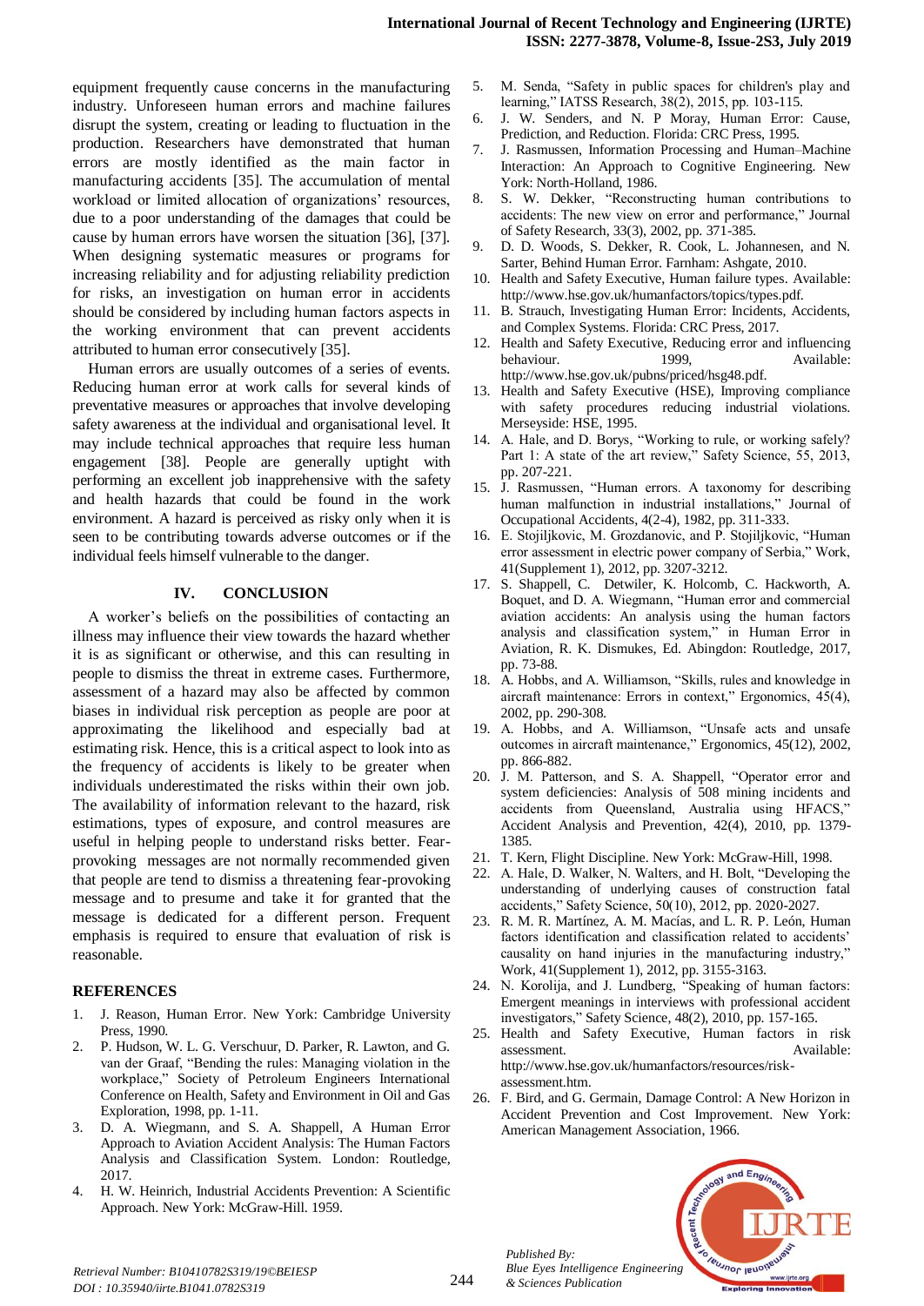equipment frequently cause concerns in the manufacturing industry. Unforeseen human errors and machine failures disrupt the system, creating or leading to fluctuation in the production. Researchers have demonstrated that human errors are mostly identified as the main factor in manufacturing accidents [35]. The accumulation of mental workload or limited allocation of organizations' resources, due to a poor understanding of the damages that could be cause by human errors have worsen the situation [36], [37]. When designing systematic measures or programs for increasing reliability and for adjusting reliability prediction for risks, an investigation on human error in accidents should be considered by including human factors aspects in the working environment that can prevent accidents attributed to human error consecutively [35].

Human errors are usually outcomes of a series of events. Reducing human error at work calls for several kinds of preventative measures or approaches that involve developing safety awareness at the individual and organisational level. It may include technical approaches that require less human engagement [38]. People are generally uptight with performing an excellent job inapprehensive with the safety and health hazards that could be found in the work environment. A hazard is perceived as risky only when it is seen to be contributing towards adverse outcomes or if the individual feels himself vulnerable to the danger.

## IV. CONCLUSION

A worker's beliefs on the possibilities of contacting an illness may influence their view towards the hazard whether it is as significant or otherwise, and this can resulting in people to dismiss the threat in extreme cases. Furthermore, assessment of a hazard may also be affected by common biases in individual risk perception as people are poor at approximating the likelihood and especially bad at estimating risk. Hence, this is a critical aspect to look into as the frequency of accidents is likely to be greater when individuals underestimated the risks within their own job. The availability of information relevant to the hazard, risk estimations, types of exposure, and control measures are useful in helping people to understand risks better. Fear-provoking messages are not normally recommended given that people are tend to dismiss a threatening fear-provoking message and to presume and take it for granted that the message is dedicated for a different person. Frequent emphasis is required to ensure that evaluation of risk is reasonable.

## REFERENCES

1. J. Reason, Human Error. New York: Cambridge University Press, 1990.
2. P. Hudson, W. L. G. Verschuur, D. Parker, R. Lawton, and G. van der Graaf, "Bending the rules: Managing violation in the workplace," Society of Petroleum Engineers International Conference on Health, Safety and Environment in Oil and Gas Exploration, 1998, pp. 1-11.
3. D. A. Wiegmann, and S. A. Shappell, A Human Error Approach to Aviation Accident Analysis: The Human Factors Analysis and Classification System. London: Routledge, 2017.
4. H. W. Heinrich, Industrial Accidents Prevention: A Scientific Approach. New York: McGraw-Hill. 1959.
5. M. Senda, "Safety in public spaces for children's play and learning," IATSS Research, 38(2), 2015, pp. 103-115.
6. J. W. Senders, and N. P Moray, Human Error: Cause, Prediction, and Reduction. Florida: CRC Press, 1995.
7. J. Rasmussen, Information Processing and Human–Machine Interaction: An Approach to Cognitive Engineering. New York: North-Holland, 1986.
8. S. W. Dekker, "Reconstructing human contributions to accidents: The new view on error and performance," Journal of Safety Research, 33(3), 2002, pp. 371-385.
9. D. D. Woods, S. Dekker, R. Cook, L. Johannesen, and N. Sarter, Behind Human Error. Farnham: Ashgate, 2010.
10. Health and Safety Executive, Human failure types. Available: http://www.hse.gov.uk/humanfactors/topics/types.pdf.
11. B. Strauch, Investigating Human Error: Incidents, Accidents, and Complex Systems. Florida: CRC Press, 2017.
12. Health and Safety Executive, Reducing error and influencing behaviour. 1999, Available: http://www.hse.gov.uk/pubns/priced/hsg48.pdf.
13. Health and Safety Executive (HSE), Improving compliance with safety procedures reducing industrial violations. Merseyside: HSE, 1995.
14. A. Hale, and D. Borys, "Working to rule, or working safely? Part 1: A state of the art review," Safety Science, 55, 2013, pp. 207-221.
15. J. Rasmussen, "Human errors. A taxonomy for describing human malfunction in industrial installations," Journal of Occupational Accidents, 4(2-4), 1982, pp. 311-333.
16. E. Stojiljkovic, M. Grozdanovic, and P. Stojiljkovic, "Human error assessment in electric power company of Serbia," Work, 41(Supplement 1), 2012, pp. 3207-3212.
17. S. Shappell, C. Detwiler, K. Holcomb, C. Hackworth, A. Boquet, and D. A. Wiegmann, "Human error and commercial aviation accidents: An analysis using the human factors analysis and classification system," in Human Error in Aviation, R. K. Dismukes, Ed. Abingdon: Routledge, 2017, pp. 73-88.
18. A. Hobbs, and A. Williamson, "Skills, rules and knowledge in aircraft maintenance: Errors in context," Ergonomics, 45(4), 2002, pp. 290-308.
19. A. Hobbs, and A. Williamson, "Unsafe acts and unsafe outcomes in aircraft maintenance," Ergonomics, 45(12), 2002, pp. 866-882.
20. J. M. Patterson, and S. A. Shappell, "Operator error and system deficiencies: Analysis of 508 mining incidents and accidents from Queensland, Australia using HFACS," Accident Analysis and Prevention, 42(4), 2010, pp. 1379-1385.
21. T. Kern, Flight Discipline. New York: McGraw-Hill, 1998.
22. A. Hale, D. Walker, N. Walters, and H. Bolt, "Developing the understanding of underlying causes of construction fatal accidents," Safety Science, 50(10), 2012, pp. 2020-2027.
23. R. M. R. Martínez, A. M. Macías, and L. R. P. León, Human factors identification and classification related to accidents' causality on hand injuries in the manufacturing industry," Work, 41(Supplement 1), 2012, pp. 3155-3163.
24. N. Korolija, and J. Lundberg, "Speaking of human factors: Emergent meanings in interviews with professional accident investigators," Safety Science, 48(2), 2010, pp. 157-165.
25. Health and Safety Executive, Human factors in risk assessment. Available: http://www.hse.gov.uk/humanfactors/resources/risk-assessment.htm.
26. F. Bird, and G. Germain, Damage Control: A New Horizon in Accident Prevention and Cost Improvement. New York: American Management Association, 1966.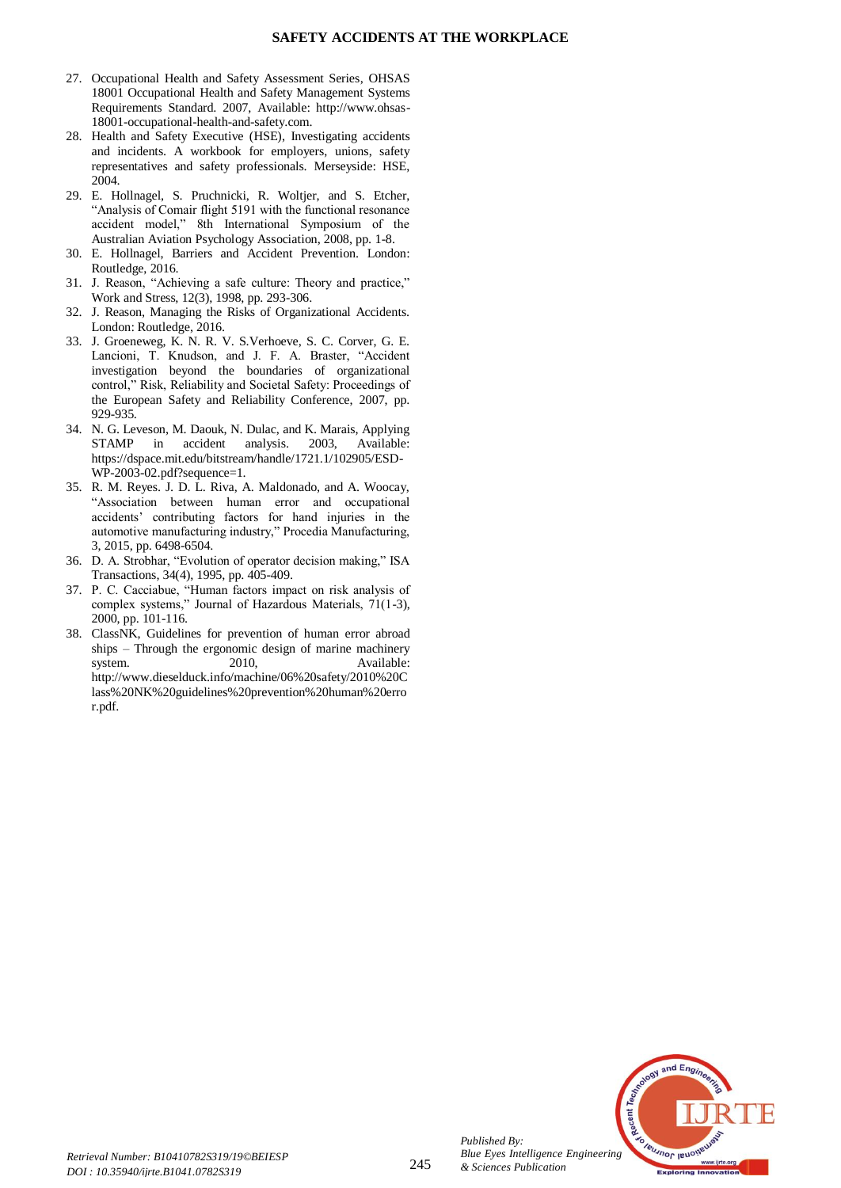27. Occupational Health and Safety Assessment Series, OHSAS 18001 Occupational Health and Safety Management Systems Requirements Standard. 2007, Available: http://www.ohsas-18001-occupational-health-and-safety.com.
28. Health and Safety Executive (HSE), Investigating accidents and incidents. A workbook for employers, unions, safety representatives and safety professionals. Merseyside: HSE, 2004.
29. E. Hollnagel, S. Pruchnicki, R. Woltjer, and S. Etcher, "Analysis of Comair flight 5191 with the functional resonance accident model," 8th International Symposium of the Australian Aviation Psychology Association, 2008, pp. 1-8.
30. E. Hollnagel, Barriers and Accident Prevention. London: Routledge, 2016.
31. J. Reason, "Achieving a safe culture: Theory and practice," Work and Stress, 12(3), 1998, pp. 293-306.
32. J. Reason, Managing the Risks of Organizational Accidents. London: Routledge, 2016.
33. J. Groeneweg, K. N. R. V. S.Verhoeve, S. C. Corver, G. E. Lancioni, T. Knudson, and J. F. A. Braster, "Accident investigation beyond the boundaries of organizational control," Risk, Reliability and Societal Safety: Proceedings of the European Safety and Reliability Conference, 2007, pp. 929-935.
34. N. G. Leveson, M. Daouk, N. Dulac, and K. Marais, Applying STAMP in accident analysis. 2003, Available: https://dspace.mit.edu/bitstream/handle/1721.1/102905/ESD-WP-2003-02.pdf?sequence=1.
35. R. M. Reyes. J. D. L. Riva, A. Maldonado, and A. Woocay, "Association between human error and occupational accidents' contributing factors for hand injuries in the automotive manufacturing industry," Procedia Manufacturing, 3, 2015, pp. 6498-6504.
36. D. A. Strobhar, "Evolution of operator decision making," ISA Transactions, 34(4), 1995, pp. 405-409.
37. P. C. Cacciabue, "Human factors impact on risk analysis of complex systems," Journal of Hazardous Materials, 71(1-3), 2000, pp. 101-116.
38. ClassNK, Guidelines for prevention of human error abroad ships – Through the ergonomic design of marine machinery system. 2010, Available: http://www.dieselduck.info/machine/06%20safety/2010%20Class%20NK%20guidelines%20prevention%20human%20error.pdf.